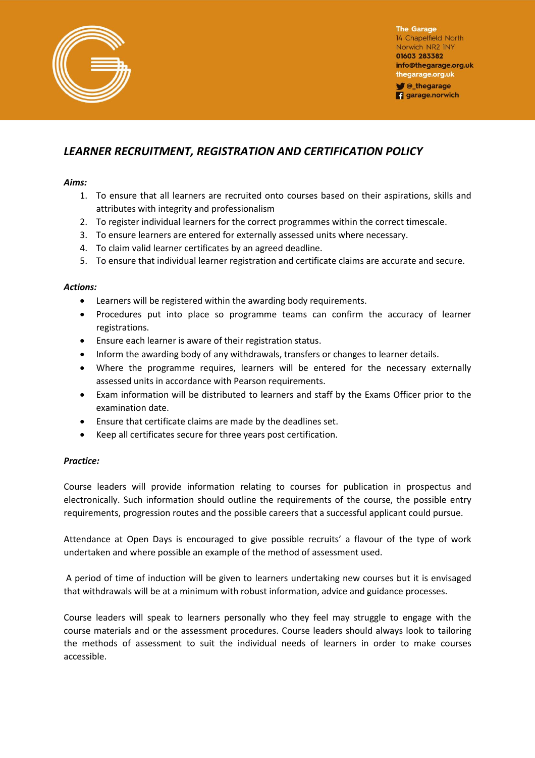The Garage
14 Chapelfield North
Norwich NR2 1NY
01603 283382
info@thegarage.org.uk
thegarage.org.uk
@_thegarage
garage.norwich

# *LEARNER RECRUITMENT, REGISTRATION AND CERTIFICATION POLICY*

***Aims:***

1. To ensure that all learners are recruited onto courses based on their aspirations, skills and attributes with integrity and professionalism
2. To register individual learners for the correct programmes within the correct timescale.
3. To ensure learners are entered for externally assessed units where necessary.
4. To claim valid learner certificates by an agreed deadline.
5. To ensure that individual learner registration and certificate claims are accurate and secure.

***Actions:***

- Learners will be registered within the awarding body requirements.
- Procedures put into place so programme teams can confirm the accuracy of learner registrations.
- Ensure each learner is aware of their registration status.
- Inform the awarding body of any withdrawals, transfers or changes to learner details.
- Where the programme requires, learners will be entered for the necessary externally assessed units in accordance with Pearson requirements.
- Exam information will be distributed to learners and staff by the Exams Officer prior to the examination date.
- Ensure that certificate claims are made by the deadlines set.
- Keep all certificates secure for three years post certification.

***Practice:***

Course leaders will provide information relating to courses for publication in prospectus and electronically. Such information should outline the requirements of the course, the possible entry requirements, progression routes and the possible careers that a successful applicant could pursue.

Attendance at Open Days is encouraged to give possible recruits' a flavour of the type of work undertaken and where possible an example of the method of assessment used.

A period of time of induction will be given to learners undertaking new courses but it is envisaged that withdrawals will be at a minimum with robust information, advice and guidance processes.

Course leaders will speak to learners personally who they feel may struggle to engage with the course materials and or the assessment procedures. Course leaders should always look to tailoring the methods of assessment to suit the individual needs of learners in order to make courses accessible.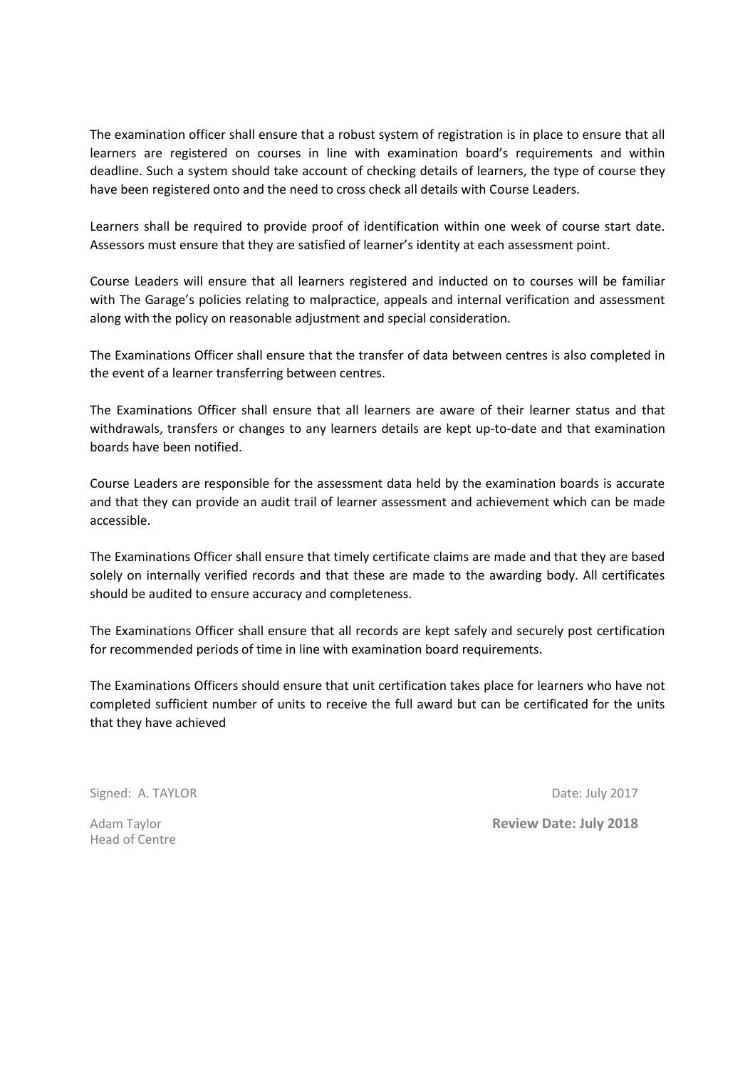The examination officer shall ensure that a robust system of registration is in place to ensure that all learners are registered on courses in line with examination board's requirements and within deadline. Such a system should take account of checking details of learners, the type of course they have been registered onto and the need to cross check all details with Course Leaders.

Learners shall be required to provide proof of identification within one week of course start date. Assessors must ensure that they are satisfied of learner's identity at each assessment point.

Course Leaders will ensure that all learners registered and inducted on to courses will be familiar with The Garage's policies relating to malpractice, appeals and internal verification and assessment along with the policy on reasonable adjustment and special consideration.

The Examinations Officer shall ensure that the transfer of data between centres is also completed in the event of a learner transferring between centres.

The Examinations Officer shall ensure that all learners are aware of their learner status and that withdrawals, transfers or changes to any learners details are kept up-to-date and that examination boards have been notified.

Course Leaders are responsible for the assessment data held by the examination boards is accurate and that they can provide an audit trail of learner assessment and achievement which can be made accessible.

The Examinations Officer shall ensure that timely certificate claims are made and that they are based solely on internally verified records and that these are made to the awarding body. All certificates should be audited to ensure accuracy and completeness.

The Examinations Officer shall ensure that all records are kept safely and securely post certification for recommended periods of time in line with examination board requirements.

The Examinations Officers should ensure that unit certification takes place for learners who have not completed sufficient number of units to receive the full award but can be certificated for the units that they have achieved

Signed: A. TAYLOR

Date: July 2017

Adam Taylor
Head of Centre

**Review Date: July 2018**